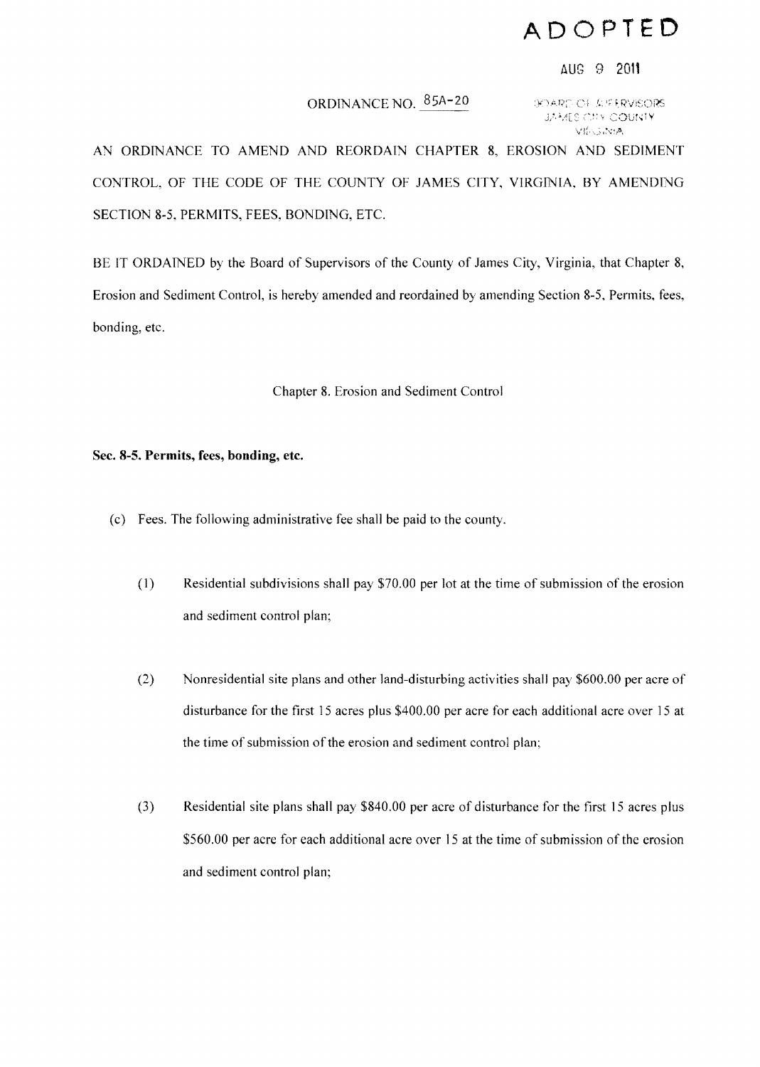ADOPTED

AUG 9 2011

ORDINANCE NO. 85A-20

BOARD OF SUPERVISORS
JAMES CITY COUNTY
VIRGINIA

AN ORDINANCE TO AMEND AND REORDAIN CHAPTER 8, EROSION AND SEDIMENT CONTROL, OF THE CODE OF THE COUNTY OF JAMES CITY, VIRGINIA, BY AMENDING SECTION 8-5, PERMITS, FEES, BONDING, ETC.

BE IT ORDAINED by the Board of Supervisors of the County of James City, Virginia, that Chapter 8, Erosion and Sediment Control, is hereby amended and reordained by amending Section 8-5, Permits, fees, bonding, etc.

Chapter 8. Erosion and Sediment Control

**Sec. 8-5. Permits, fees, bonding, etc.**

(c) Fees. The following administrative fee shall be paid to the county.

(1) Residential subdivisions shall pay $70.00 per lot at the time of submission of the erosion and sediment control plan;

(2) Nonresidential site plans and other land-disturbing activities shall pay $600.00 per acre of disturbance for the first 15 acres plus $400.00 per acre for each additional acre over 15 at the time of submission of the erosion and sediment control plan;

(3) Residential site plans shall pay $840.00 per acre of disturbance for the first 15 acres plus $560.00 per acre for each additional acre over 15 at the time of submission of the erosion and sediment control plan;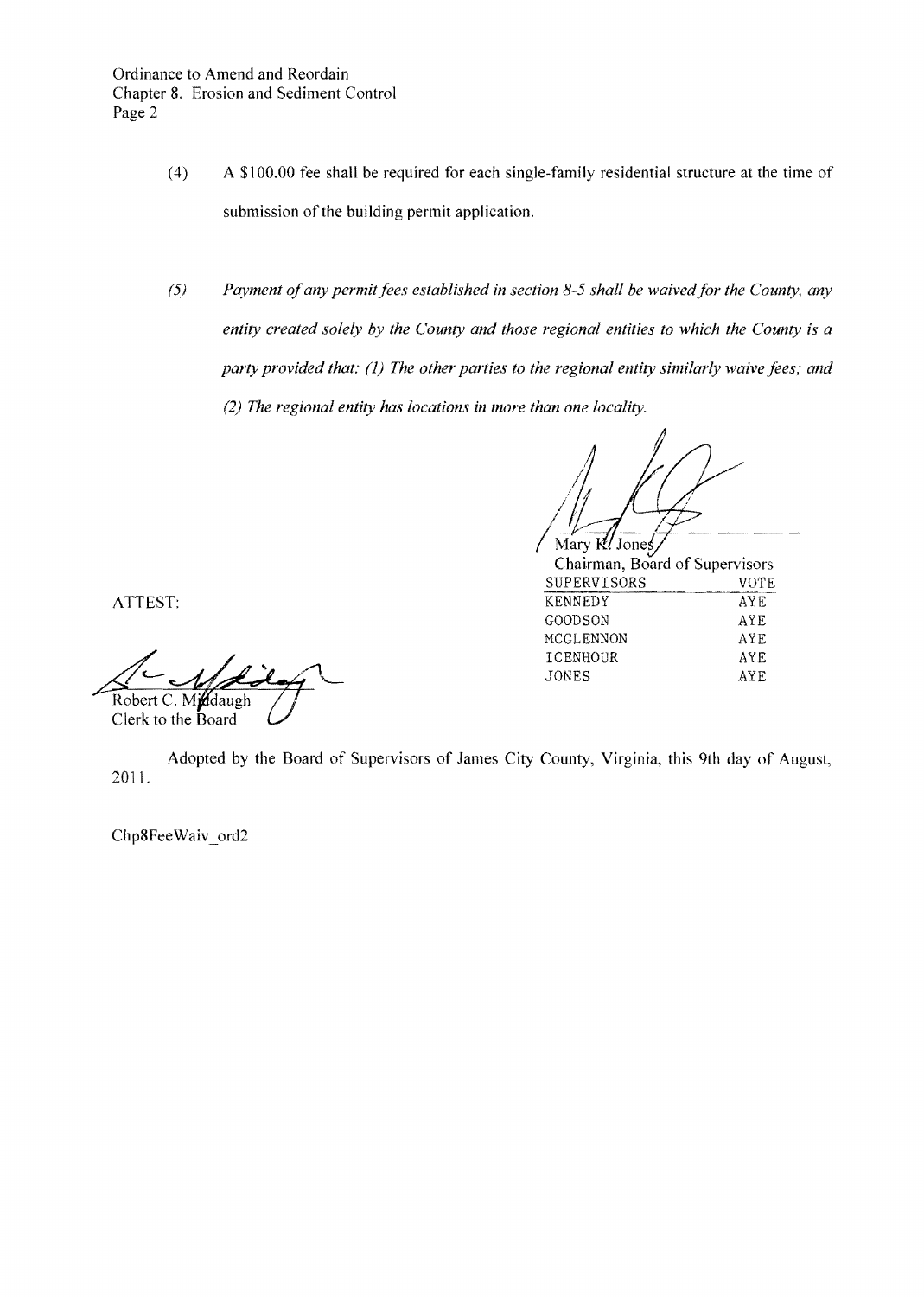(4) A $100.00 fee shall be required for each single-family residential structure at the time of submission of the building permit application.

*(5) Payment of any permit fees established in section 8-5 shall be waived for the County, any entity created solely by the County and those regional entities to which the County is a party provided that: (1) The other parties to the regional entity similarly waive fees; and (2) The regional entity has locations in more than one locality.*

Mary K. Jones
Chairman, Board of Supervisors

| SUPERVISORS | VOTE |
|---|---|
| KENNEDY | AYE |
| GOODSON | AYE |
| MCGLENNON | AYE |
| ICENHOUR | AYE |
| JONES | AYE |

ATTEST:

Robert C. Middaugh
Clerk to the Board

Adopted by the Board of Supervisors of James City County, Virginia, this 9th day of August, 2011.

Chp8FeeWaiv_ord2